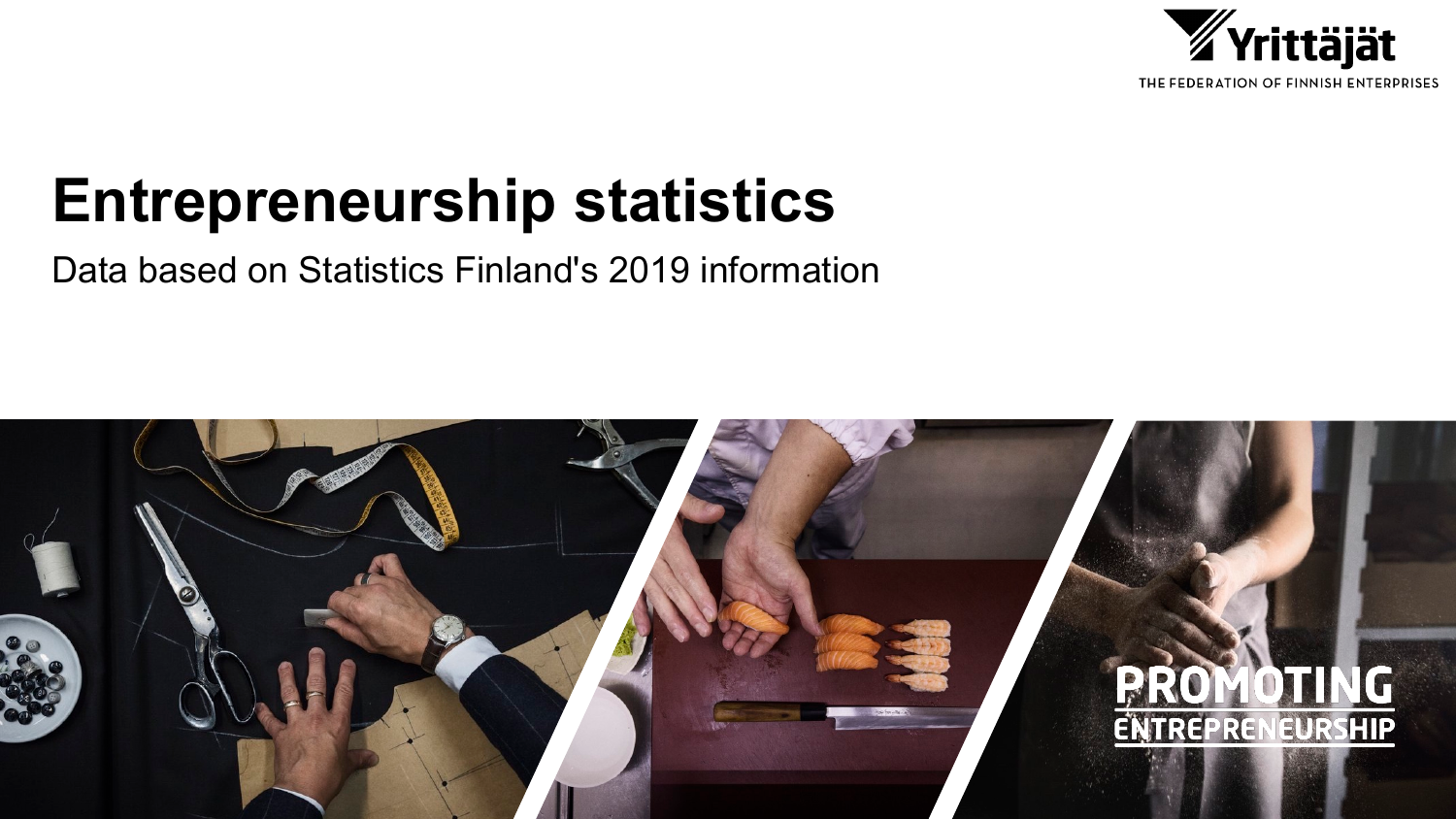# Entrepreneurship statistics

Data based on Statistics Finland's 2019 information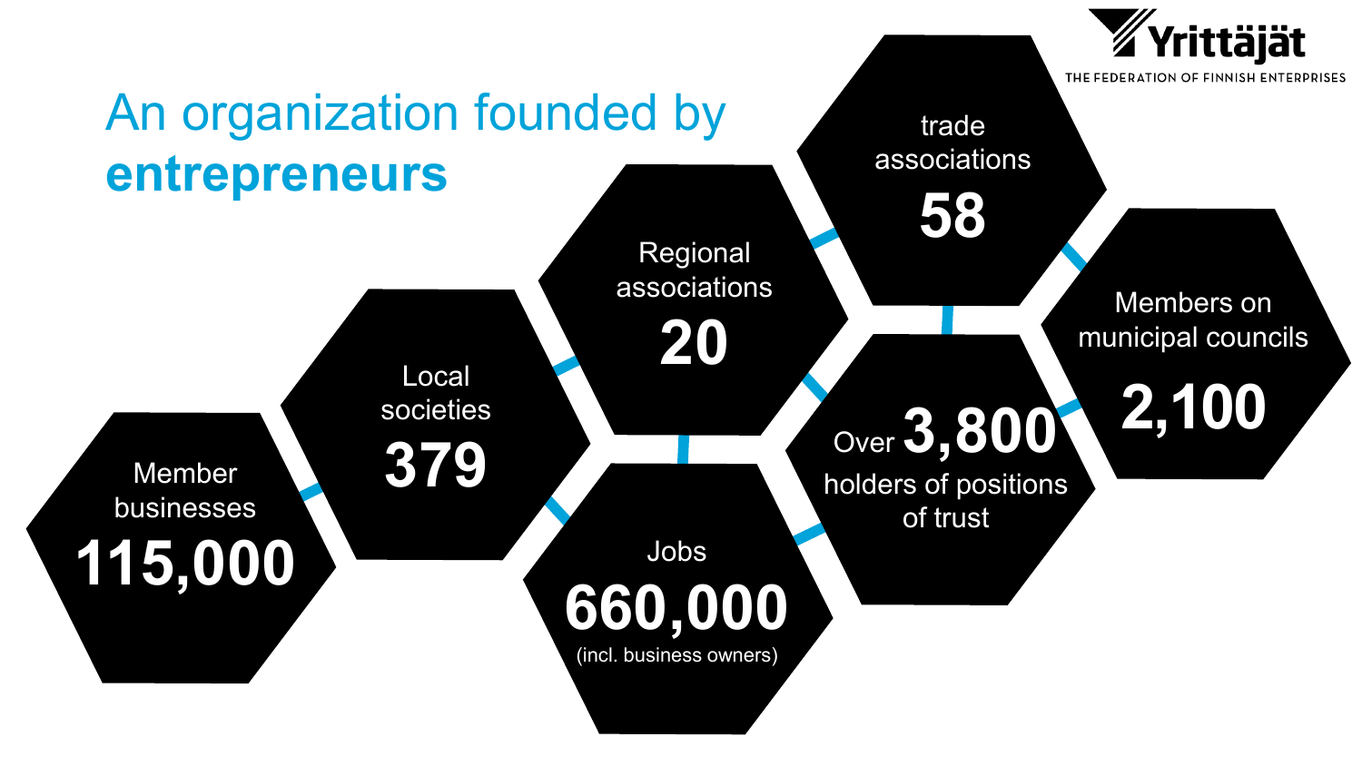# An organization founded by **entrepreneurs**

**Yrittäjät** — THE FEDERATION OF FINNISH ENTERPRISES

- Member businesses **115,000**
- Local societies **379**
- Regional associations **20**
- trade associations **58**
- Jobs **660,000** (incl. business owners)
- Over **3,800** holders of positions of trust
- Members on municipal councils **2,100**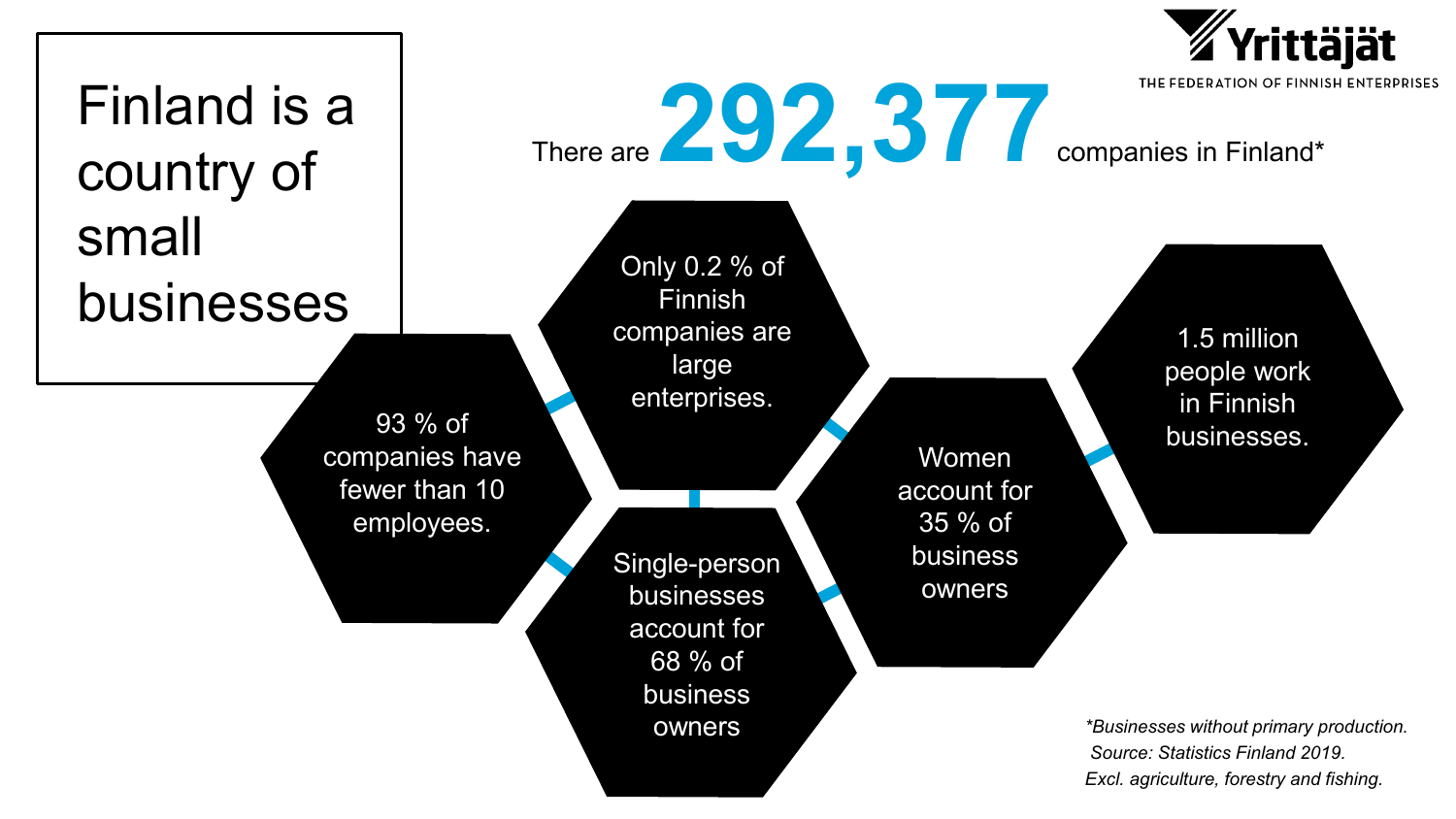# Finland is a country of small businesses

Yrittäjät
THE FEDERATION OF FINNISH ENTERPRISES

There are **292,377** companies in Finland*

- 93 % of companies have fewer than 10 employees.
- Only 0.2 % of Finnish companies are large enterprises.
- Single-person businesses account for 68 % of business owners
- Women account for 35 % of business owners
- 1.5 million people work in Finnish businesses.

*\*Businesses without primary production.*
*Source: Statistics Finland 2019.*
*Excl. agriculture, forestry and fishing.*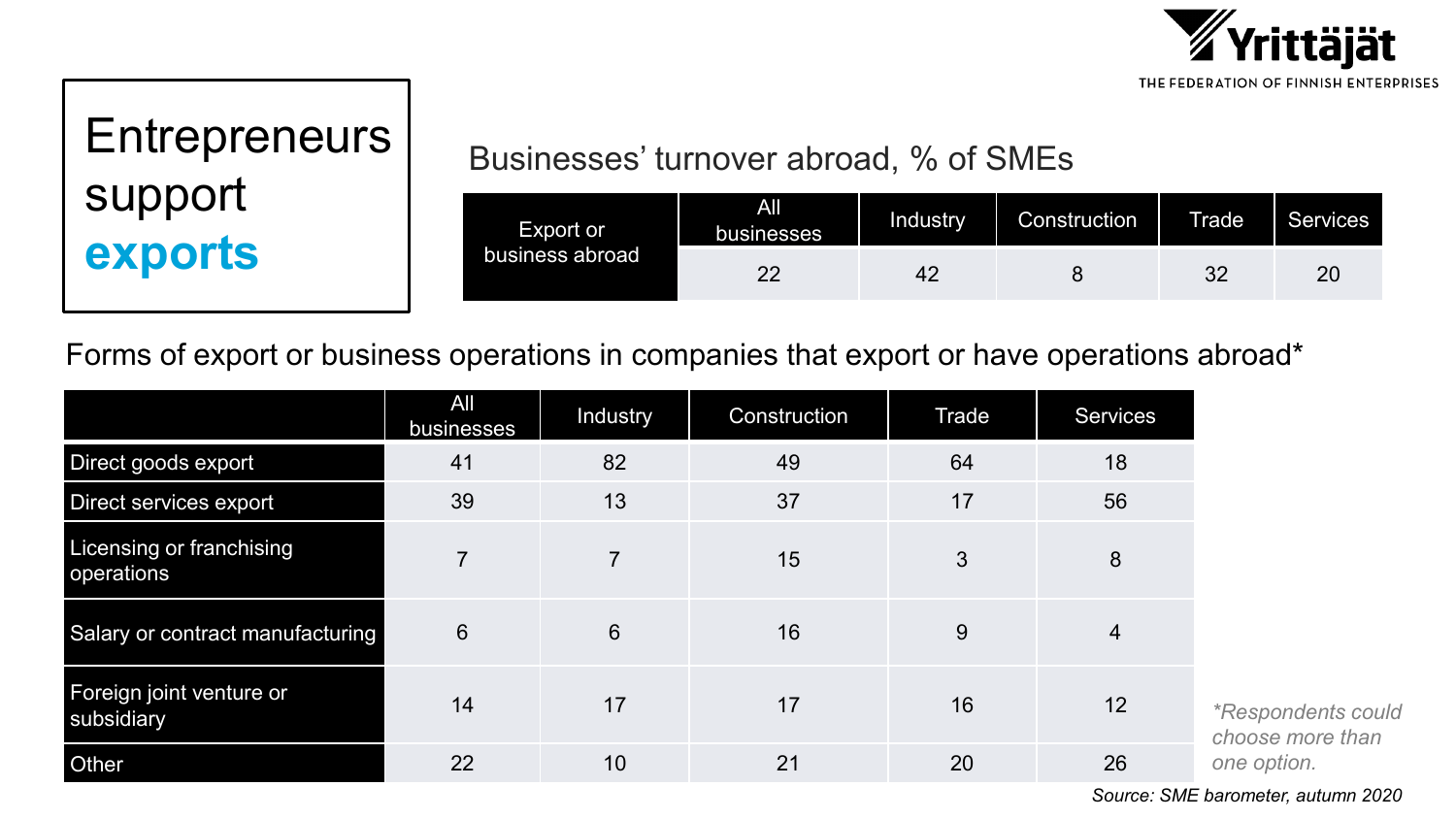# Entrepreneurs support **exports**

## Businesses' turnover abroad, % of SMEs

| | All businesses | Industry | Construction | Trade | Services |
|---|---|---|---|---|---|
| Export or business abroad | 22 | 42 | 8 | 32 | 20 |

## Forms of export or business operations in companies that export or have operations abroad*

| | All businesses | Industry | Construction | Trade | Services |
|---|---|---|---|---|---|
| Direct goods export | 41 | 82 | 49 | 64 | 18 |
| Direct services export | 39 | 13 | 37 | 17 | 56 |
| Licensing or franchising operations | 7 | 7 | 15 | 3 | 8 |
| Salary or contract manufacturing | 6 | 6 | 16 | 9 | 4 |
| Foreign joint venture or subsidiary | 14 | 17 | 17 | 16 | 12 |
| Other | 22 | 10 | 21 | 20 | 26 |

*\*Respondents could choose more than one option.*

*Source: SME barometer, autumn 2020*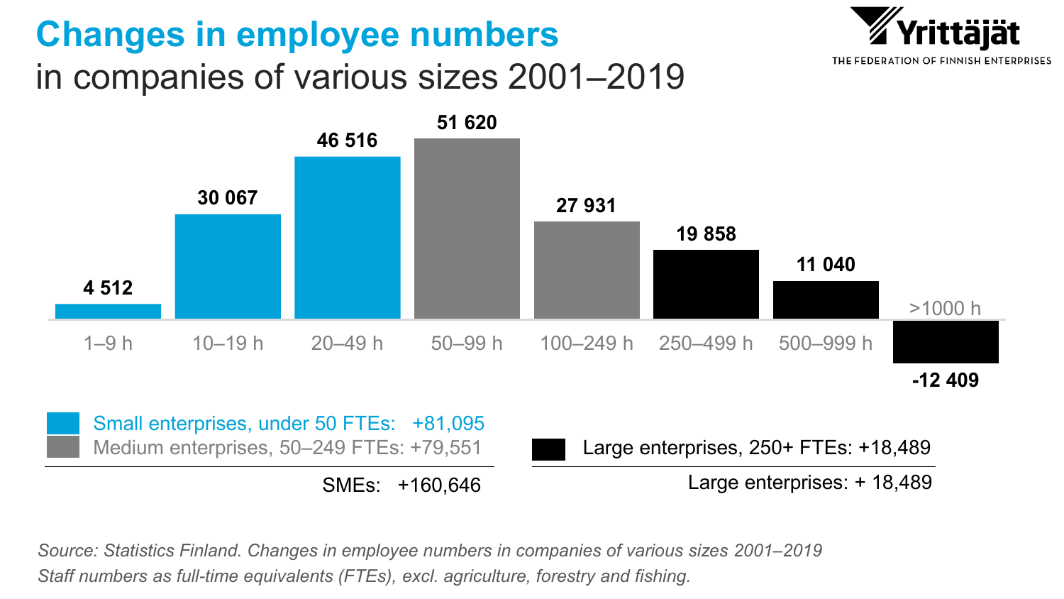# Changes in employee numbers

## in companies of various sizes 2001–2019

Yrittäjät — THE FEDERATION OF FINNISH ENTERPRISES

| Company size | Change |
|---|---|
| 1–9 h | 4 512 |
| 10–19 h | 30 067 |
| 20–49 h | 46 516 |
| 50–99 h | 51 620 |
| 100–249 h | 27 931 |
| 250–499 h | 19 858 |
| 500–999 h | 11 040 |
| >1000 h | -12 409 |

Small enterprises, under 50 FTEs: +81,095
Medium enterprises, 50–249 FTEs: +79,551

SMEs: +160,646

Large enterprises, 250+ FTEs: +18,489

Large enterprises: + 18,489

*Source: Statistics Finland. Changes in employee numbers in companies of various sizes 2001–2019*
*Staff numbers as full-time equivalents (FTEs), excl. agriculture, forestry and fishing.*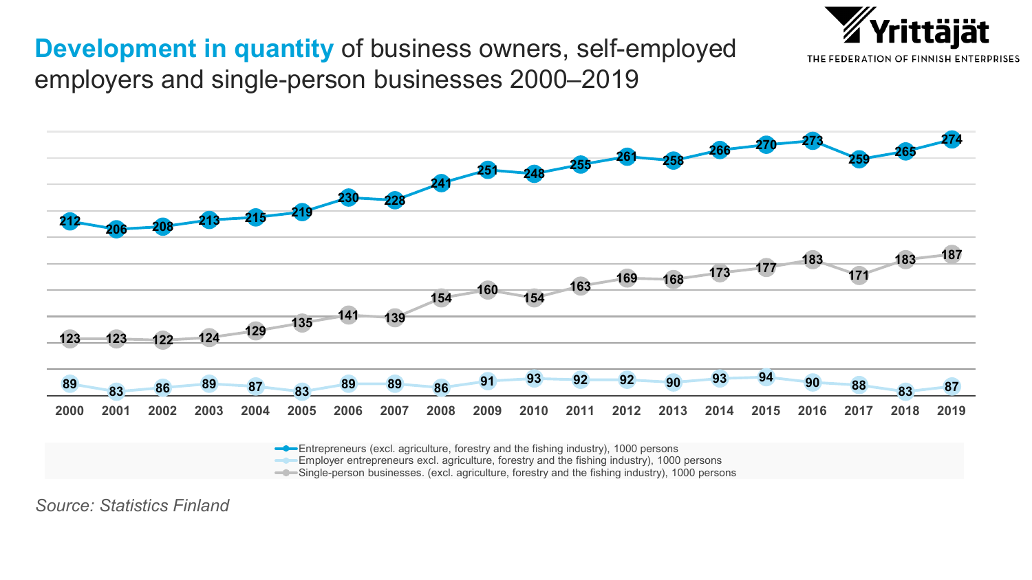# **Development in quantity** of business owners, self-employed employers and single-person businesses 2000–2019

| Year | Entrepreneurs (excl. agriculture, forestry and the fishing industry), 1000 persons | Employer entrepreneurs excl. agriculture, forestry and the fishing industry), 1000 persons | Single-person businesses. (excl. agriculture, forestry and the fishing industry), 1000 persons |
|---|---|---|---|
| 2000 | 212 | 89 | 123 |
| 2001 | 206 | 83 | 123 |
| 2002 | 208 | 86 | 122 |
| 2003 | 213 | 89 | 124 |
| 2004 | 215 | 87 | 129 |
| 2005 | 219 | 83 | 135 |
| 2006 | 230 | 89 | 141 |
| 2007 | 228 | 89 | 139 |
| 2008 | 241 | 86 | 154 |
| 2009 | 251 | 91 | 160 |
| 2010 | 248 | 93 | 154 |
| 2011 | 255 | 92 | 163 |
| 2012 | 261 | 92 | 169 |
| 2013 | 258 | 90 | 168 |
| 2014 | 266 | 93 | 173 |
| 2015 | 270 | 94 | 177 |
| 2016 | 273 | 90 | 183 |
| 2017 | 259 | 88 | 171 |
| 2018 | 265 | 83 | 183 |
| 2019 | 274 | 87 | 187 |

*Source: Statistics Finland*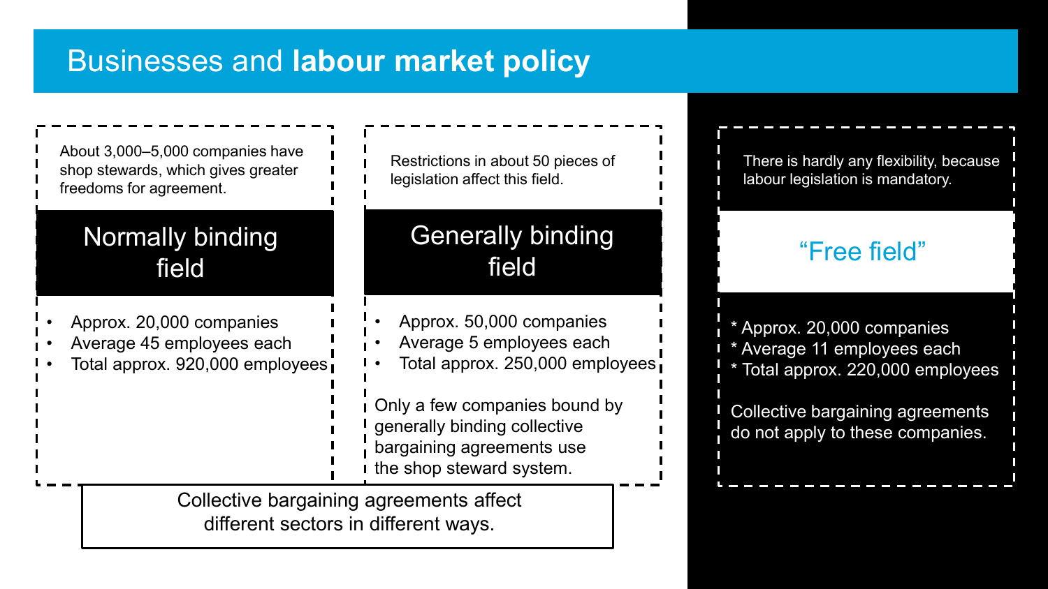# Businesses and **labour market policy**

## Normally binding field

About 3,000–5,000 companies have shop stewards, which gives greater freedoms for agreement.

- Approx. 20,000 companies
- Average 45 employees each
- Total approx. 920,000 employees

## Generally binding field

Restrictions in about 50 pieces of legislation affect this field.

- Approx. 50,000 companies
- Average 5 employees each
- Total approx. 250,000 employees

Only a few companies bound by generally binding collective bargaining agreements use the shop steward system.

Collective bargaining agreements affect different sectors in different ways.

## "Free field"

There is hardly any flexibility, because labour legislation is mandatory.

* Approx. 20,000 companies
* Average 11 employees each
* Total approx. 220,000 employees

Collective bargaining agreements do not apply to these companies.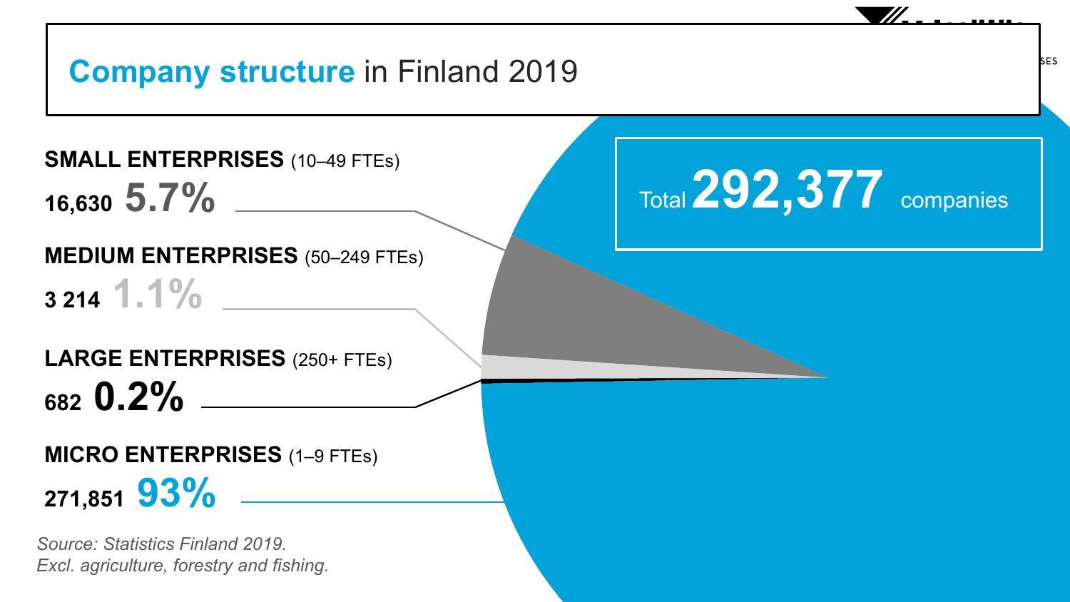# **Company structure** in Finland 2019

Total **292,377** companies

**SMALL ENTERPRISES** (10–49 FTEs)

**16,630 5.7%**

**MEDIUM ENTERPRISES** (50–249 FTEs)

**3 214 1.1%**

**LARGE ENTERPRISES** (250+ FTEs)

**682 0.2%**

**MICRO ENTERPRISES** (1–9 FTEs)

**271,851 93%**

*Source: Statistics Finland 2019.*
*Excl. agriculture, forestry and fishing.*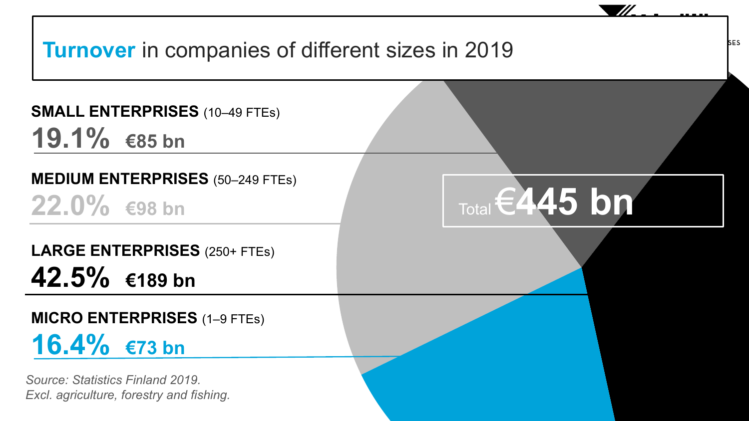# **Turnover** in companies of different sizes in 2019

**SMALL ENTERPRISES** (10–49 FTEs)

**19.1%** **€85 bn**

**MEDIUM ENTERPRISES** (50–249 FTEs)

**22.0%** **€98 bn**

**LARGE ENTERPRISES** (250+ FTEs)

**42.5%** **€189 bn**

**MICRO ENTERPRISES** (1–9 FTEs)

**16.4%** **€73 bn**

Total **€445 bn**

*Source: Statistics Finland 2019.*
*Excl. agriculture, forestry and fishing.*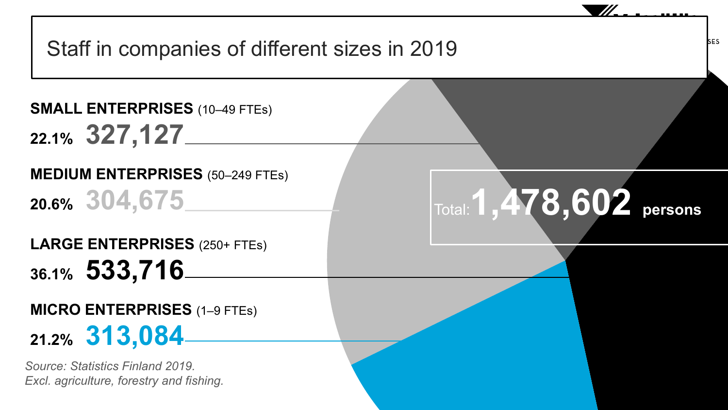# Staff in companies of different sizes in 2019

**SMALL ENTERPRISES** (10–49 FTEs)

**22.1%** **327,127**

**MEDIUM ENTERPRISES** (50–249 FTEs)

**20.6%** **304,675**

**LARGE ENTERPRISES** (250+ FTEs)

**36.1%** **533,716**

**MICRO ENTERPRISES** (1–9 FTEs)

**21.2%** **313,084**

Total: **1,478,602** **persons**

*Source: Statistics Finland 2019.*
*Excl. agriculture, forestry and fishing.*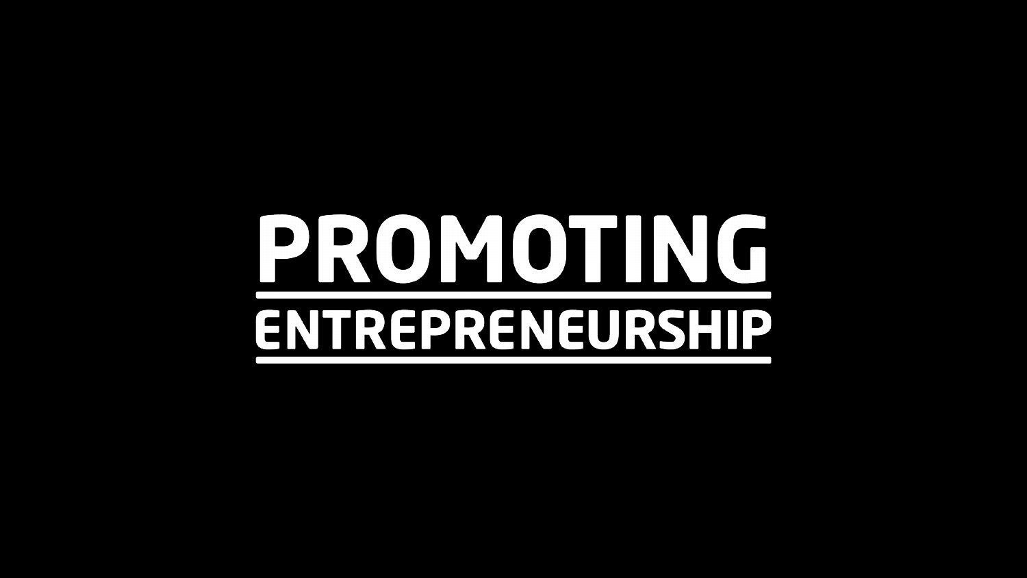# PROMOTING

## ENTREPRENEURSHIP